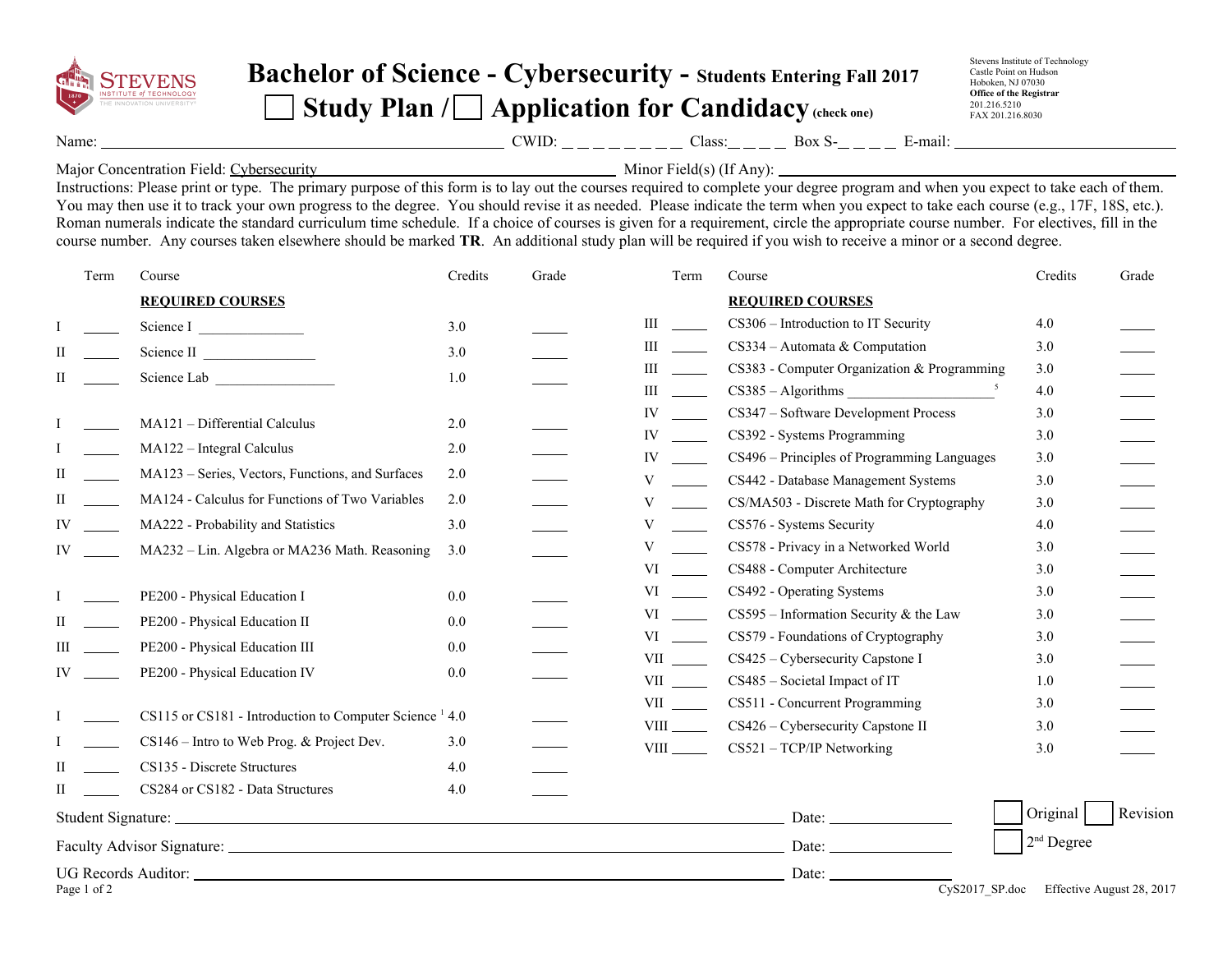Stevens Institute of Technology
Castle Point on Hudson
Hoboken, NJ 07030
**Office of the Registrar**
201.216.5210
FAX 201.216.8030

# Bachelor of Science - Cybersecurity - Students Entering Fall 2017

## ☐ Study Plan / ☐ Application for Candidacy (check one)

Name: ______________________ CWID: _ _ _ _ _ _ _ _ Class: _ _ _ _ Box S- _ _ _ _ E-mail: ______________________

Major Concentration Field: Cybersecurity ______________________ Minor Field(s) (If Any): ______________________

Instructions: Please print or type. The primary purpose of this form is to lay out the courses required to complete your degree program and when you expect to take each of them. You may then use it to track your own progress to the degree. You should revise it as needed. Please indicate the term when you expect to take each course (e.g., 17F, 18S, etc.). Roman numerals indicate the standard curriculum time schedule. If a choice of courses is given for a requirement, circle the appropriate course number. For electives, fill in the course number. Any courses taken elsewhere should be marked **TR**. An additional study plan will be required if you wish to receive a minor or a second degree.

| | Term | Course | Credits | Grade |
|---|---|---|---|---|
| | | **REQUIRED COURSES** | | |
| I | _____ | Science I ______________ | 3.0 | _____ |
| II | _____ | Science II ______________ | 3.0 | _____ |
| II | _____ | Science Lab ______________ | 1.0 | _____ |
| I | _____ | MA121 – Differential Calculus | 2.0 | _____ |
| I | _____ | MA122 – Integral Calculus | 2.0 | _____ |
| II | _____ | MA123 – Series, Vectors, Functions, and Surfaces | 2.0 | _____ |
| II | _____ | MA124 - Calculus for Functions of Two Variables | 2.0 | _____ |
| IV | _____ | MA222 - Probability and Statistics | 3.0 | _____ |
| IV | _____ | MA232 – Lin. Algebra or MA236 Math. Reasoning | 3.0 | _____ |
| I | _____ | PE200 - Physical Education I | 0.0 | _____ |
| II | _____ | PE200 - Physical Education II | 0.0 | _____ |
| III | _____ | PE200 - Physical Education III | 0.0 | _____ |
| IV | _____ | PE200 - Physical Education IV | 0.0 | _____ |
| I | _____ | CS115 or CS181 - Introduction to Computer Science [1] | 4.0 | _____ |
| I | _____ | CS146 – Intro to Web Prog. & Project Dev. | 3.0 | _____ |
| II | _____ | CS135 - Discrete Structures | 4.0 | _____ |
| II | _____ | CS284 or CS182 - Data Structures | 4.0 | _____ |

| | Term | Course | Credits | Grade |
|---|---|---|---|---|
| | | **REQUIRED COURSES** | | |
| III | _____ | CS306 – Introduction to IT Security | 4.0 | _____ |
| III | _____ | CS334 – Automata & Computation | 3.0 | _____ |
| III | _____ | CS383 - Computer Organization & Programming | 3.0 | _____ |
| III | _____ | CS385 – Algorithms ______________ [5] | 4.0 | _____ |
| IV | _____ | CS347 – Software Development Process | 3.0 | _____ |
| IV | _____ | CS392 – Systems Programming | 3.0 | _____ |
| IV | _____ | CS496 – Principles of Programming Languages | 3.0 | _____ |
| V | _____ | CS442 - Database Management Systems | 3.0 | _____ |
| V | _____ | CS/MA503 - Discrete Math for Cryptography | 3.0 | _____ |
| V | _____ | CS576 - Systems Security | 4.0 | _____ |
| V | _____ | CS578 - Privacy in a Networked World | 3.0 | _____ |
| VI | _____ | CS488 - Computer Architecture | 3.0 | _____ |
| VI | _____ | CS492 - Operating Systems | 3.0 | _____ |
| VI | _____ | CS595 – Information Security & the Law | 3.0 | _____ |
| VI | _____ | CS579 - Foundations of Cryptography | 3.0 | _____ |
| VII | _____ | CS425 – Cybersecurity Capstone I | 3.0 | _____ |
| VII | _____ | CS485 – Societal Impact of IT | 1.0 | _____ |
| VII | _____ | CS511 - Concurrent Programming | 3.0 | _____ |
| VIII | _____ | CS426 – Cybersecurity Capstone II | 3.0 | _____ |
| VIII | _____ | CS521 – TCP/IP Networking | 3.0 | _____ |

Student Signature: ______________________ Date: ____________

Faculty Advisor Signature: ______________________ Date: ____________

UG Records Auditor: ______________________ Date: ____________

☐ Original ☐ Revision

☐ 2nd Degree

CyS2017_SP.doc Effective August 28, 2017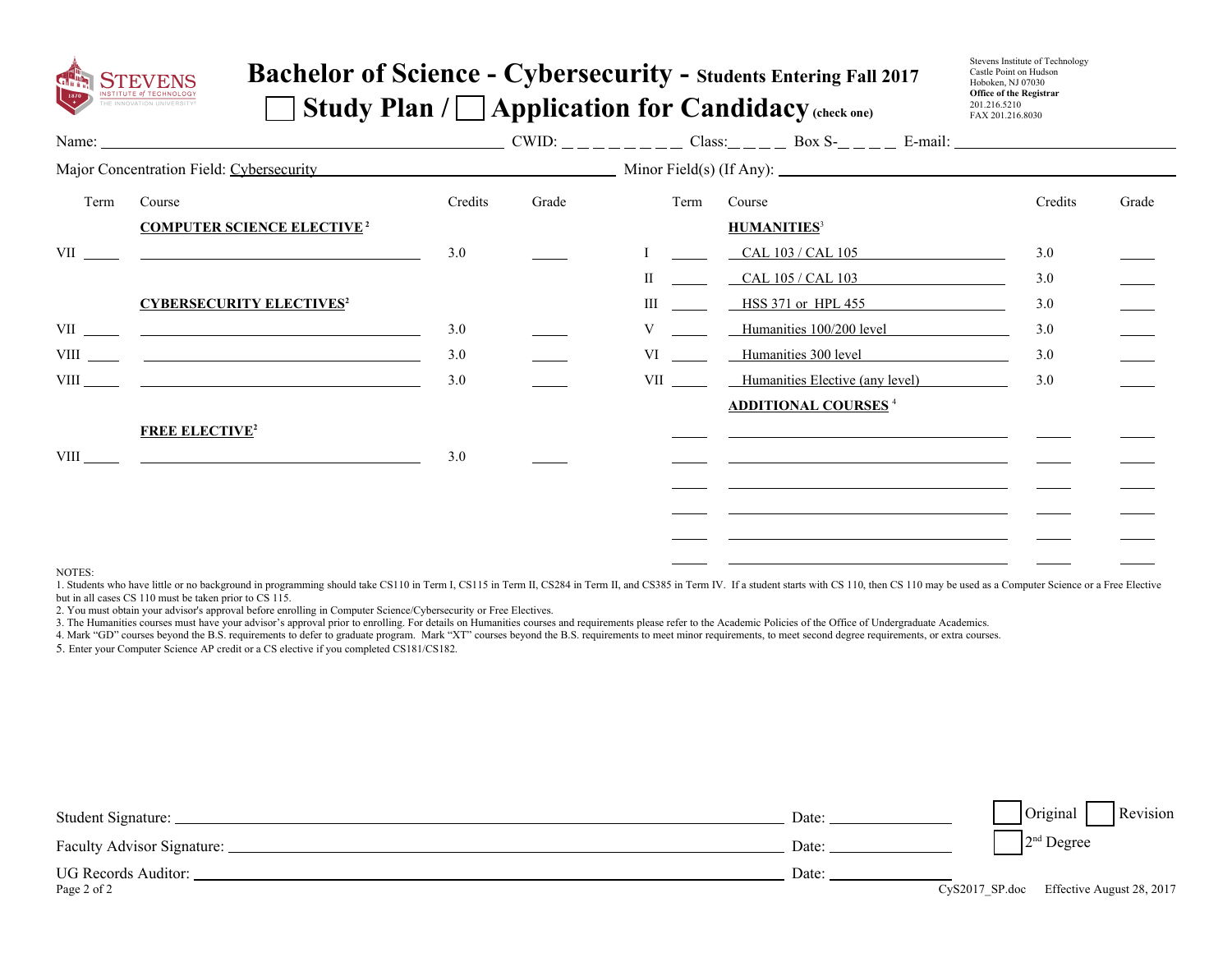# Bachelor of Science - Cybersecurity - Students Entering Fall 2017

## ☐ Study Plan / ☐ Application for Candidacy (check one)

Stevens Institute of Technology
Castle Point on Hudson
Hoboken, NJ 07030
**Office of the Registrar**
201.216.5210
FAX 201.216.8030

Name: ______________________ CWID: _ _ _ _ _ _ _ _ Class:_ _ _ _ Box S-_ _ _ _ E-mail: ______________________

Major Concentration Field: Cybersecurity ______________________ Minor Field(s) (If Any): ______________________

| Term | Course | Credits | Grade |
|---|---|---|---|
| | **COMPUTER SCIENCE ELECTIVE [2]** | | |
| VII ____ | ______________________ | 3.0 | ____ |
| | **CYBERSECURITY ELECTIVES[2]** | | |
| VII ____ | ______________________ | 3.0 | ____ |
| VIII ____ | ______________________ | 3.0 | ____ |
| VIII ____ | ______________________ | 3.0 | ____ |
| | **FREE ELECTIVE[2]** | | |
| VIII ____ | ______________________ | 3.0 | ____ |

| Term | Course | Credits | Grade |
|---|---|---|---|
| | **HUMANITIES[3]** | | |
| I ____ | CAL 103 / CAL 105 | 3.0 | ____ |
| II ____ | CAL 105 / CAL 103 | 3.0 | ____ |
| III ____ | HSS 371 or HPL 455 | 3.0 | ____ |
| V ____ | Humanities 100/200 level | 3.0 | ____ |
| VI ____ | Humanities 300 level | 3.0 | ____ |
| VII ____ | Humanities Elective (any level) | 3.0 | ____ |
| | **ADDITIONAL COURSES [4]** | | |
| ____ | ______________________ | ____ | ____ |
| ____ | ______________________ | ____ | ____ |
| ____ | ______________________ | ____ | ____ |
| ____ | ______________________ | ____ | ____ |
| ____ | ______________________ | ____ | ____ |
| ____ | ______________________ | ____ | ____ |

NOTES:

1. Students who have little or no background in programming should take CS110 in Term I, CS115 in Term II, CS284 in Term II, and CS385 in Term IV. If a student starts with CS 110, then CS 110 may be used as a Computer Science or a Free Elective but in all cases CS 110 must be taken prior to CS 115.
2. You must obtain your advisor's approval before enrolling in Computer Science/Cybersecurity or Free Electives.
3. The Humanities courses must have your advisor's approval prior to enrolling. For details on Humanities courses and requirements please refer to the Academic Policies of the Office of Undergraduate Academics.
4. Mark "GD" courses beyond the B.S. requirements to defer to graduate program. Mark "XT" courses beyond the B.S. requirements to meet minor requirements, to meet second degree requirements, or extra courses.
5. Enter your Computer Science AP credit or a CS elective if you completed CS181/CS182.

Student Signature: ______________________ Date: __________

Faculty Advisor Signature: ______________________ Date: __________

UG Records Auditor: ______________________ Date: __________

☐ Original ☐ Revision

☐ 2nd Degree

CyS2017_SP.doc Effective August 28, 2017